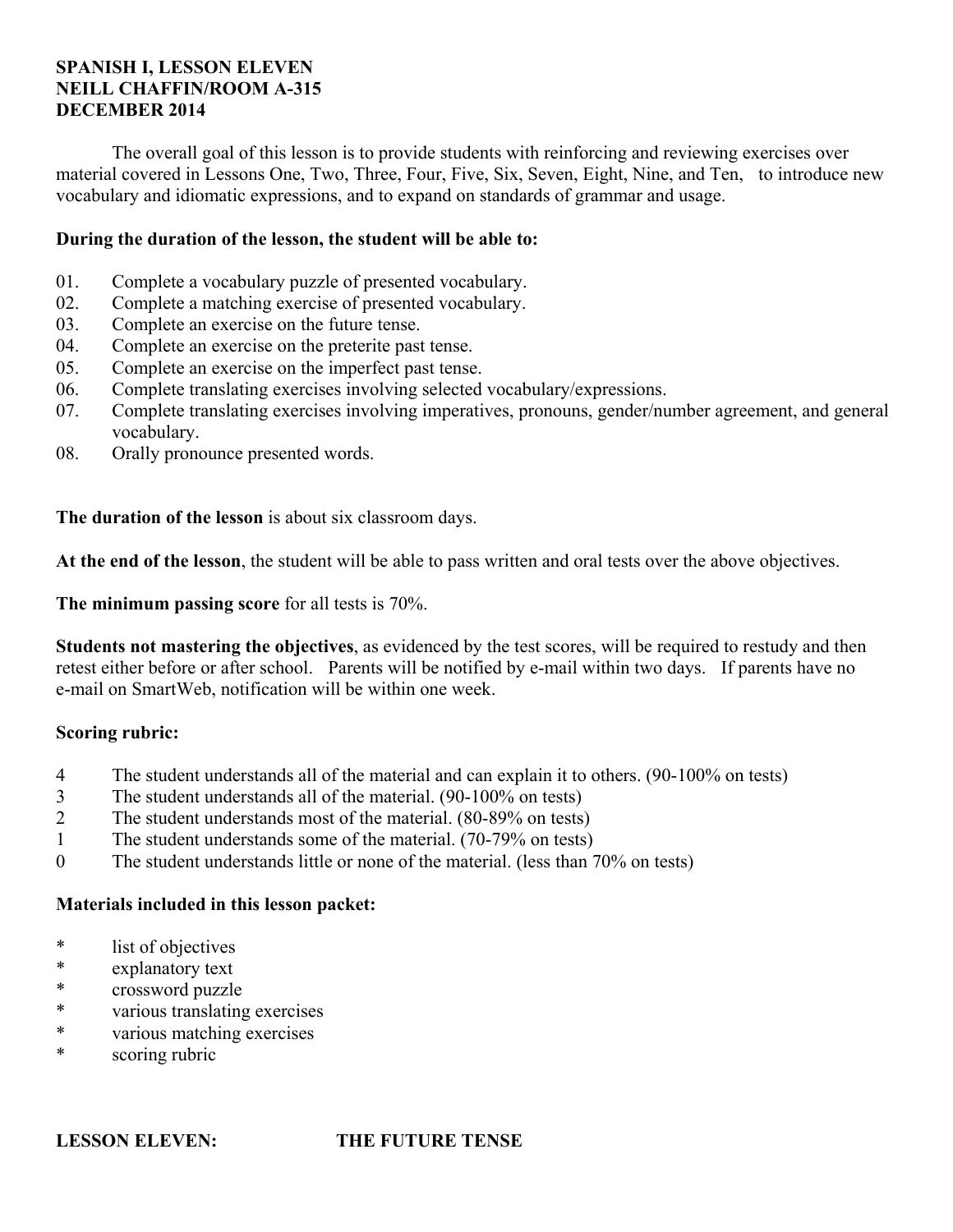**SPANISH I, LESSON ELEVEN**
**NEILL CHAFFIN/ROOM A-315**
**DECEMBER 2014**

The overall goal of this lesson is to provide students with reinforcing and reviewing exercises over material covered in Lessons One, Two, Three, Four, Five, Six, Seven, Eight, Nine, and Ten, to introduce new vocabulary and idiomatic expressions, and to expand on standards of grammar and usage.

**During the duration of the lesson, the student will be able to:**

01. Complete a vocabulary puzzle of presented vocabulary.
02. Complete a matching exercise of presented vocabulary.
03. Complete an exercise on the future tense.
04. Complete an exercise on the preterite past tense.
05. Complete an exercise on the imperfect past tense.
06. Complete translating exercises involving selected vocabulary/expressions.
07. Complete translating exercises involving imperatives, pronouns, gender/number agreement, and general vocabulary.
08. Orally pronounce presented words.

**The duration of the lesson** is about six classroom days.

**At the end of the lesson**, the student will be able to pass written and oral tests over the above objectives.

**The minimum passing score** for all tests is 70%.

**Students not mastering the objectives**, as evidenced by the test scores, will be required to restudy and then retest either before or after school. Parents will be notified by e-mail within two days. If parents have no e-mail on SmartWeb, notification will be within one week.

**Scoring rubric:**

4 The student understands all of the material and can explain it to others. (90-100% on tests)
3 The student understands all of the material. (90-100% on tests)
2 The student understands most of the material. (80-89% on tests)
1 The student understands some of the material. (70-79% on tests)
0 The student understands little or none of the material. (less than 70% on tests)

**Materials included in this lesson packet:**

* list of objectives
* explanatory text
* crossword puzzle
* various translating exercises
* various matching exercises
* scoring rubric

**LESSON ELEVEN: THE FUTURE TENSE**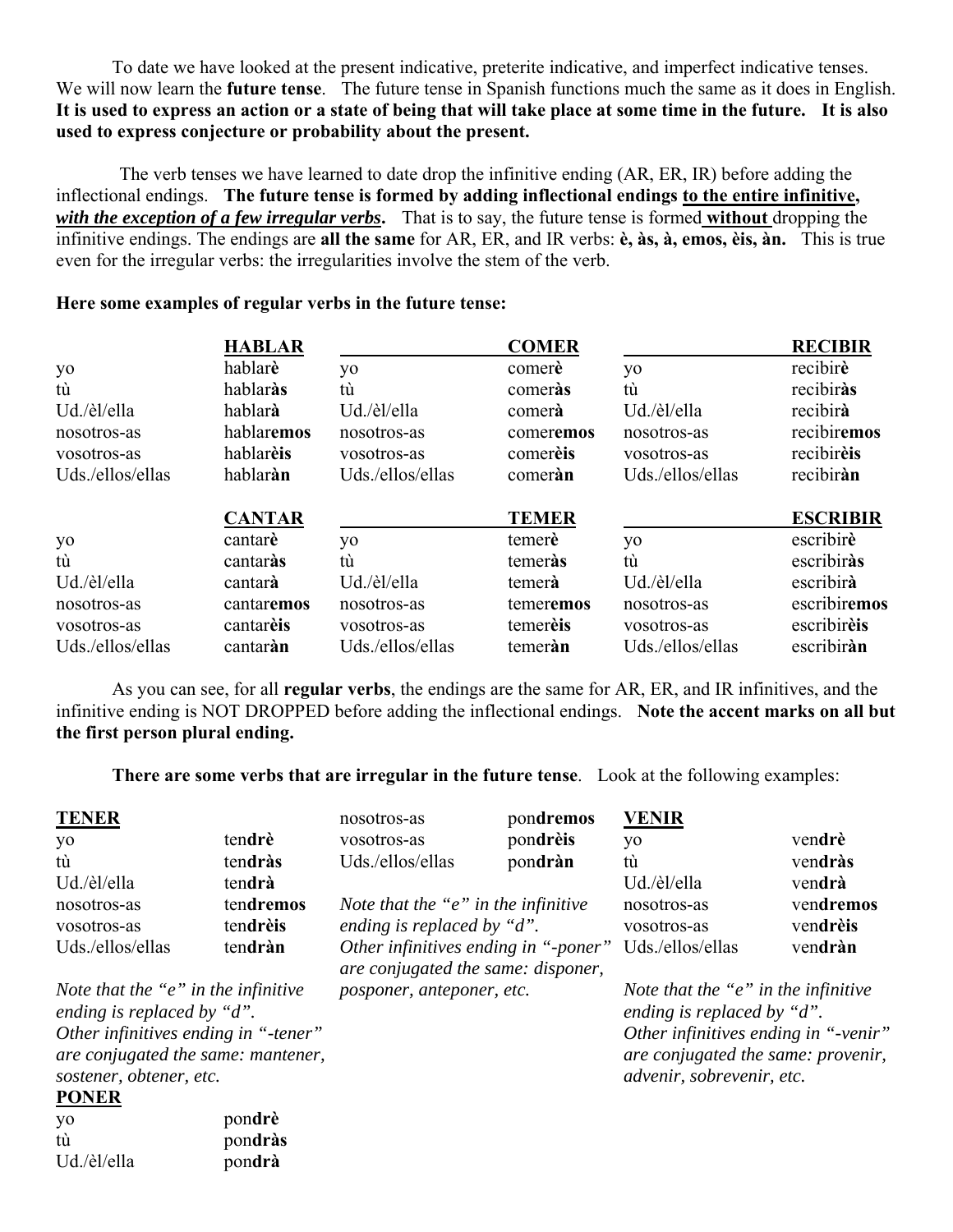To date we have looked at the present indicative, preterite indicative, and imperfect indicative tenses. We will now learn the **future tense**. The future tense in Spanish functions much the same as it does in English. **It is used to express an action or a state of being that will take place at some time in the future. It is also used to express conjecture or probability about the present.**

The verb tenses we have learned to date drop the infinitive ending (AR, ER, IR) before adding the inflectional endings. **The future tense is formed by adding inflectional endings <u>to the entire infinitive</u>, *<u>with the exception of a few irregular verbs</u>*.** That is to say, the future tense is formed **<u>without</u>** dropping the infinitive endings. The endings are **all the same** for AR, ER, and IR verbs: **è, às, à, emos, èis, àn.** This is true even for the irregular verbs: the irregularities involve the stem of the verb.

**Here some examples of regular verbs in the future tense:**

| | **HABLAR** | | **COMER** | | **RECIBIR** |
|---|---|---|---|---|---|
| yo | hablar**è** | yo | comer**è** | yo | recibir**è** |
| tù | hablar**às** | tù | comer**às** | tù | recibir**às** |
| Ud./èl/ella | hablar**à** | Ud./èl/ella | comer**à** | Ud./èl/ella | recibir**à** |
| nosotros-as | hablar**emos** | nosotros-as | comer**emos** | nosotros-as | recibir**emos** |
| vosotros-as | hablar**èis** | vosotros-as | comer**èis** | vosotros-as | recibir**èis** |
| Uds./ellos/ellas | hablar**àn** | Uds./ellos/ellas | comer**àn** | Uds./ellos/ellas | recibir**àn** |

| | **CANTAR** | | **TEMER** | | **ESCRIBIR** |
|---|---|---|---|---|---|
| yo | cantar**è** | yo | temer**è** | yo | escribir**è** |
| tù | cantar**às** | tù | temer**às** | tù | escribir**às** |
| Ud./èl/ella | cantar**à** | Ud./èl/ella | temer**à** | Ud./èl/ella | escribir**à** |
| nosotros-as | cantar**emos** | nosotros-as | temer**emos** | nosotros-as | escribir**emos** |
| vosotros-as | cantar**èis** | vosotros-as | temer**èis** | vosotros-as | escribir**èis** |
| Uds./ellos/ellas | cantar**àn** | Uds./ellos/ellas | temer**àn** | Uds./ellos/ellas | escribir**àn** |

As you can see, for all **regular verbs**, the endings are the same for AR, ER, and IR infinitives, and the infinitive ending is NOT DROPPED before adding the inflectional endings. **Note the accent marks on all but the first person plural ending.**

**There are some verbs that are irregular in the future tense**. Look at the following examples:

**<u>TENER</u>**

| | |
|---|---|
| yo | ten**drè** |
| tù | ten**dràs** |
| Ud./èl/ella | ten**drà** |
| nosotros-as | ten**dremos** |
| vosotros-as | ten**drèis** |
| Uds./ellos/ellas | ten**dràn** |

*Note that the "e" in the infinitive ending is replaced by "d". Other infinitives ending in "-tener" are conjugated the same: mantener, sostener, obtener, etc.*

**<u>PONER</u>**

| | |
|---|---|
| yo | pon**drè** |
| tù | pon**dràs** |
| Ud./èl/ella | pon**drà** |
| nosotros-as | pon**dremos** |
| vosotros-as | pon**drèis** |
| Uds./ellos/ellas | pon**dràn** |

*Note that the "e" in the infinitive ending is replaced by "d". Other infinitives ending in "-poner" are conjugated the same: disponer, posponer, anteponer, etc.*

**<u>VENIR</u>**

| | |
|---|---|
| yo | ven**drè** |
| tù | ven**dràs** |
| Ud./èl/ella | ven**drà** |
| nosotros-as | ven**dremos** |
| vosotros-as | ven**drèis** |
| Uds./ellos/ellas | ven**dràn** |

*Note that the "e" in the infinitive ending is replaced by "d". Other infinitives ending in "-venir" are conjugated the same: provenir, advenir, sobrevenir, etc.*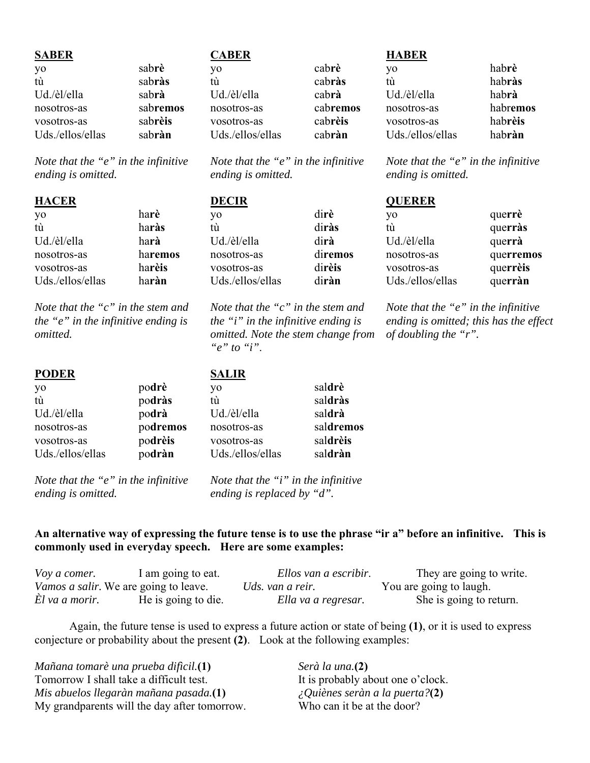**SABER**

| | |
|---|---|
| yo | sab**rè** |
| tù | sab**ràs** |
| Ud./èl/ella | sab**rà** |
| nosotros-as | sab**remos** |
| vosotros-as | sab**rèis** |
| Uds./ellos/ellas | sab**ràn** |

*Note that the "e" in the infinitive ending is omitted.*

**CABER**

| | |
|---|---|
| yo | cab**rè** |
| tù | cab**ràs** |
| Ud./èl/ella | cab**rà** |
| nosotros-as | cab**remos** |
| vosotros-as | cab**rèis** |
| Uds./ellos/ellas | cab**ràn** |

*Note that the "e" in the infinitive ending is omitted.*

**HABER**

| | |
|---|---|
| yo | hab**rè** |
| tù | hab**ràs** |
| Ud./èl/ella | hab**rà** |
| nosotros-as | habr**emos** |
| vosotros-as | hab**rèis** |
| Uds./ellos/ellas | hab**ràn** |

*Note that the "e" in the infinitive ending is omitted.*

**HACER**

| | |
|---|---|
| yo | ha**rè** |
| tù | ha**ràs** |
| Ud./èl/ella | ha**rà** |
| nosotros-as | ha**remos** |
| vosotros-as | ha**rèis** |
| Uds./ellos/ellas | ha**ràn** |

*Note that the "c" in the stem and the "e" in the infinitive ending is omitted.*

**DECIR**

| | |
|---|---|
| yo | di**rè** |
| tù | di**ràs** |
| Ud./èl/ella | di**rà** |
| nosotros-as | di**remos** |
| vosotros-as | di**rèis** |
| Uds./ellos/ellas | di**ràn** |

*Note that the "c" in the stem and the "i" in the infinitive ending is omitted. Note the stem change from "e" to "i".*

**QUERER**

| | |
|---|---|
| yo | que**rrè** |
| tù | que**rràs** |
| Ud./èl/ella | que**rrà** |
| nosotros-as | que**rremos** |
| vosotros-as | que**rrèis** |
| Uds./ellos/ellas | que**rràn** |

*Note that the "e" in the infinitive ending is omitted; this has the effect of doubling the "r".*

**PODER**

| | |
|---|---|
| yo | po**drè** |
| tù | po**dràs** |
| Ud./èl/ella | po**drà** |
| nosotros-as | po**dremos** |
| vosotros-as | po**drèis** |
| Uds./ellos/ellas | po**dràn** |

*Note that the "e" in the infinitive ending is omitted.*

**SALIR**

| | |
|---|---|
| yo | sal**drè** |
| tù | sal**dràs** |
| Ud./èl/ella | sal**drà** |
| nosotros-as | sal**dremos** |
| vosotros-as | sal**drèis** |
| Uds./ellos/ellas | sal**dràn** |

*Note that the "i" in the infinitive ending is replaced by "d".*

**An alternative way of expressing the future tense is to use the phrase "ir a" before an infinitive. This is commonly used in everyday speech. Here are some examples:**

| | | | |
|---|---|---|---|
| *Voy a comer.* | I am going to eat. | *Ellos van a escribir*. | They are going to write. |
| *Vamos a salir*. | We are going to leave. | *Uds. van a reir.* | You are going to laugh. |
| *Èl va a morir*. | He is going to die. | *Ella va a regresar*. | She is going to return. |

Again, the future tense is used to express a future action or state of being **(1)**, or it is used to express conjecture or probability about the present **(2)**. Look at the following examples:

*Mañana tomarè una prueba dificil.***(1)**
Tomorrow I shall take a difficult test.
*Mis abuelos llegaràn mañana pasada.***(1)**
My grandparents will the day after tomorrow.

*Serà la una.***(2)**
It is probably about one o'clock.
*¿Quiènes seràn a la puerta?***(2)**
Who can it be at the door?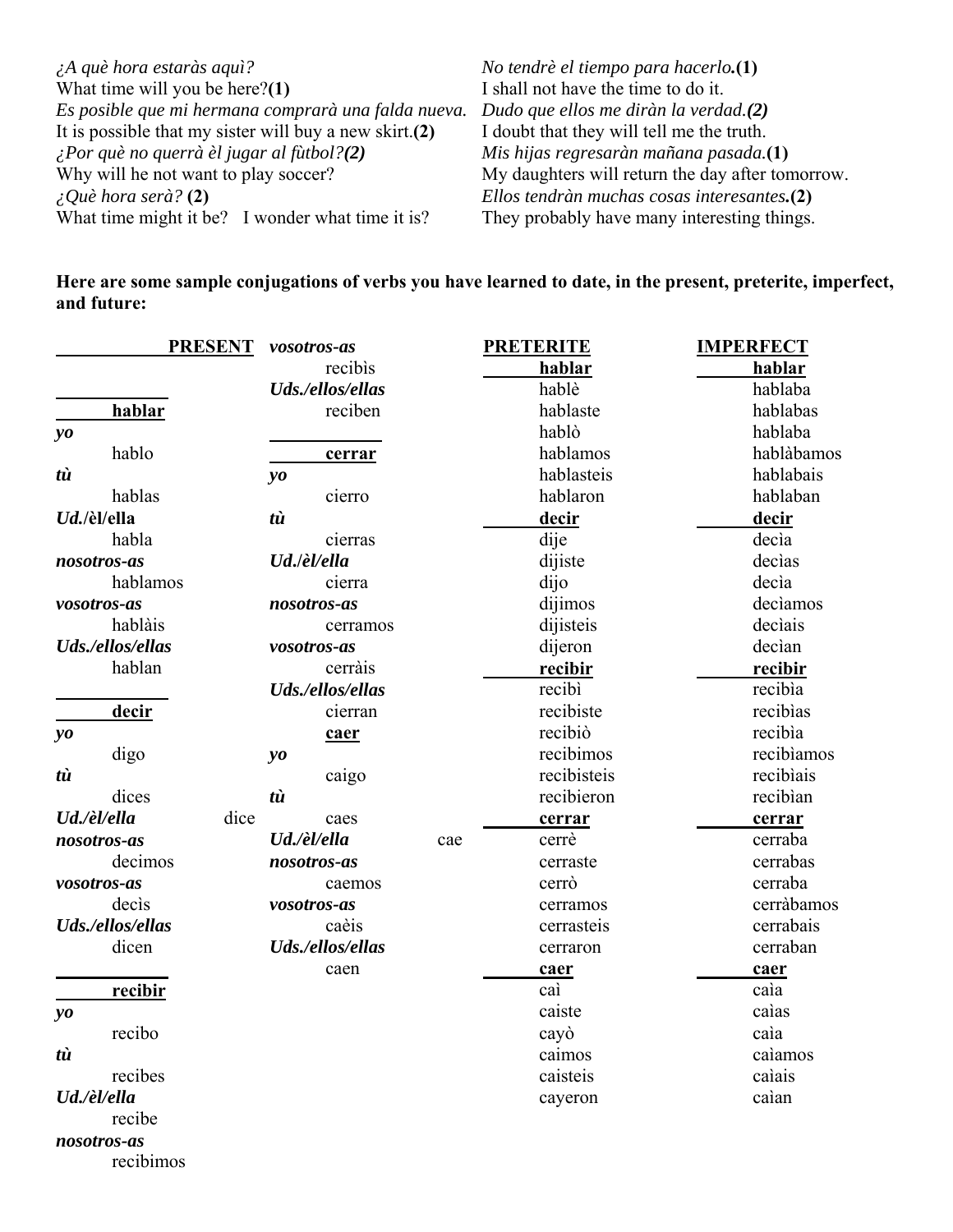*¿A què hora estaràs aquì?*
What time will you be here?**(1)**

*Es posible que mi hermana comprarà una falda nueva.*
It is possible that my sister will buy a new skirt.**(2)**

*¿Por què no querrà èl jugar al fùtbol?**(2)***
Why will he not want to play soccer?

*¿Què hora serà?* **(2)**
What time might it be? I wonder what time it is?

*No tendrè el tiempo para hacerlo.***(1)**
I shall not have the time to do it.

*Dudo que ellos me diràn la verdad.**(2)***
I doubt that they will tell me the truth.

*Mis hijas regresaràn mañana pasada.***(1)**
My daughters will return the day after tomorrow.

*Ellos tendràn muchas cosas interesantes.***(2)**
They probably have many interesting things.

**Here are some sample conjugations of verbs you have learned to date, in the present, preterite, imperfect, and future:**

**PRESENT**

**hablar**
*yo* hablo
*tù* hablas
*Ud./èl/ella* habla
*nosotros-as* hablamos
*vosotros-as* hablàis
*Uds./ellos/ellas* hablan

**decir**
*yo* digo
*tù* dices
*Ud./èl/ella* dice
*nosotros-as* decimos
*vosotros-as* decìs
*Uds./ellos/ellas* dicen

**recibir**
*yo* recibo
*tù* recibes
*Ud./èl/ella* recibe
*nosotros-as* recibimos
*vosotros-as* recibis
*Uds./ellos/ellas* reciben

**cerrar**
*yo* cierro
*tù* cierras
*Ud./èl/ella* cierra
*nosotros-as* cerramos
*vosotros-as* cerràis
*Uds./ellos/ellas* cierran

**caer**
*yo* caigo
*tù* caes
*Ud./èl/ella* cae
*nosotros-as* caemos
*vosotros-as* caèis
*Uds./ellos/ellas* caen

| PRETERITE | IMPERFECT |
|---|---|
| **hablar** | **hablar** |
| hablè | hablaba |
| hablaste | hablabas |
| hablò | hablaba |
| hablamos | hablàbamos |
| hablasteis | hablabais |
| hablaron | hablaban |
| **decir** | **decir** |
| dije | decìa |
| dijiste | decìas |
| dijo | decìa |
| dijimos | decìamos |
| dijisteis | decìais |
| dijeron | decìan |
| **recibir** | **recibir** |
| recibì | recibìa |
| recibiste | recibìas |
| recibiò | recibìa |
| recibimos | recibìamos |
| recibisteis | recibìais |
| recibieron | recibìan |
| **cerrar** | **cerrar** |
| cerrè | cerraba |
| cerraste | cerrabas |
| cerrò | cerraba |
| cerramos | cerràbamos |
| cerrasteis | cerrabais |
| cerraron | cerraban |
| **caer** | **caer** |
| caì | caìa |
| caiste | caìas |
| cayò | caìa |
| caimos | caìamos |
| caisteis | caìais |
| cayeron | caìan |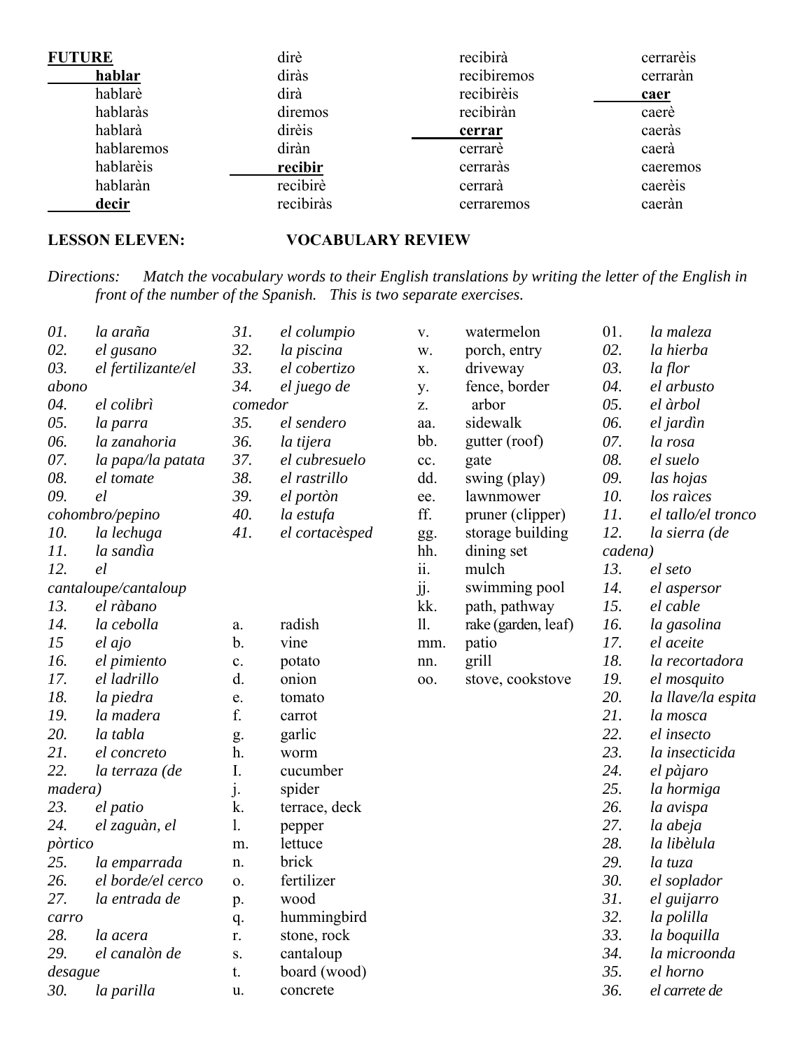**FUTURE**

**hablar**

hablarè
hablaràs
hablarà
hablaremos
hablarèis
hablaràn

**decir**

dirè
diràs
dirà
diremos
dirèis
diràn

**recibir**

recibirè
recibiràs
recibirà
recibiremos
recibirèis
recibiràn

**cerrar**

cerrarè
cerraràs
cerrarà
cerraremos
cerrarèis
cerraràn

**caer**

caerè
caeràs
caerà
caeremos
caerèis
caeràn

**LESSON ELEVEN: VOCABULARY REVIEW**

*Directions: Match the vocabulary words to their English translations by writing the letter of the English in front of the number of the Spanish. This is two separate exercises.*

*01. la araña*
*02. el gusano*
*03. el fertilizante/el abono*
*04. el colibrì*
*05. la parra*
*06. la zanahoria*
*07. la papa/la patata*
*08. el tomate*
*09. el cohombro/pepino*
*10. la lechuga*
*11. la sandìa*
*12. el cantaloupe/cantaloup*
*13. el ràbano*
*14. la cebolla*
*15 el ajo*
*16. el pimiento*
*17. el ladrillo*
*18. la piedra*
*19. la madera*
*20. la tabla*
*21. el concreto*
*22. la terraza (de madera)*
*23. el patio*
*24. el zaguàn, el pòrtico*
*25. la emparrada*
*26. el borde/el cerco*
*27. la entrada de carro*
*28. la acera*
*29. el canalòn de desague*
*30. la parilla*
*31. el columpio*
*32. la piscina*
*33. el cobertizo*
*34. el juego de comedor*
*35. el sendero*
*36. la tijera*
*37. el cubresuelo*
*38. el rastrillo*
*39. el portòn*
*40. la estufa*
*41. el cortacèsped*

a. radish
b. vine
c. potato
d. onion
e. tomato
f. carrot
g. garlic
h. worm
I. cucumber
j. spider
k. terrace, deck
l. pepper
m. lettuce
n. brick
o. fertilizer
p. wood
q. hummingbird
r. stone, rock
s. cantaloup
t. board (wood)
u. concrete
v. watermelon
w. porch, entry
x. driveway
y. fence, border
z. arbor
aa. sidewalk
bb. gutter (roof)
cc. gate
dd. swing (play)
ee. lawnmower
ff. pruner (clipper)
gg. storage building
hh. dining set
ii. mulch
jj. swimming pool
kk. path, pathway
ll. rake (garden, leaf)
mm. patio
nn. grill
oo. stove, cookstove

01. *la maleza*
02. *la hierba*
03. *la flor*
04. *el arbusto*
05. *el àrbol*
06. *el jardìn*
07. *la rosa*
08. *el suelo*
09. *las hojas*
10. *los raìces*
11. *el tallo/el tronco*
12. *la sierra (de cadena)*
13. *el seto*
14. *el aspersor*
15. *el cable*
16. *la gasolina*
17. *el aceite*
18. *la recortadora*
19. *el mosquito*
20. *la llave/la espita*
21. *la mosca*
22. *el insecto*
23. *la insecticida*
24. *el pàjaro*
25. *la hormiga*
26. *la avispa*
27. *la abeja*
28. *la libèlula*
29. *la tuza*
30. *el soplador*
31. *el guijarro*
32. *la polilla*
33. *la boquilla*
34. *la microonda*
35. *el horno*
36. *el carrete de*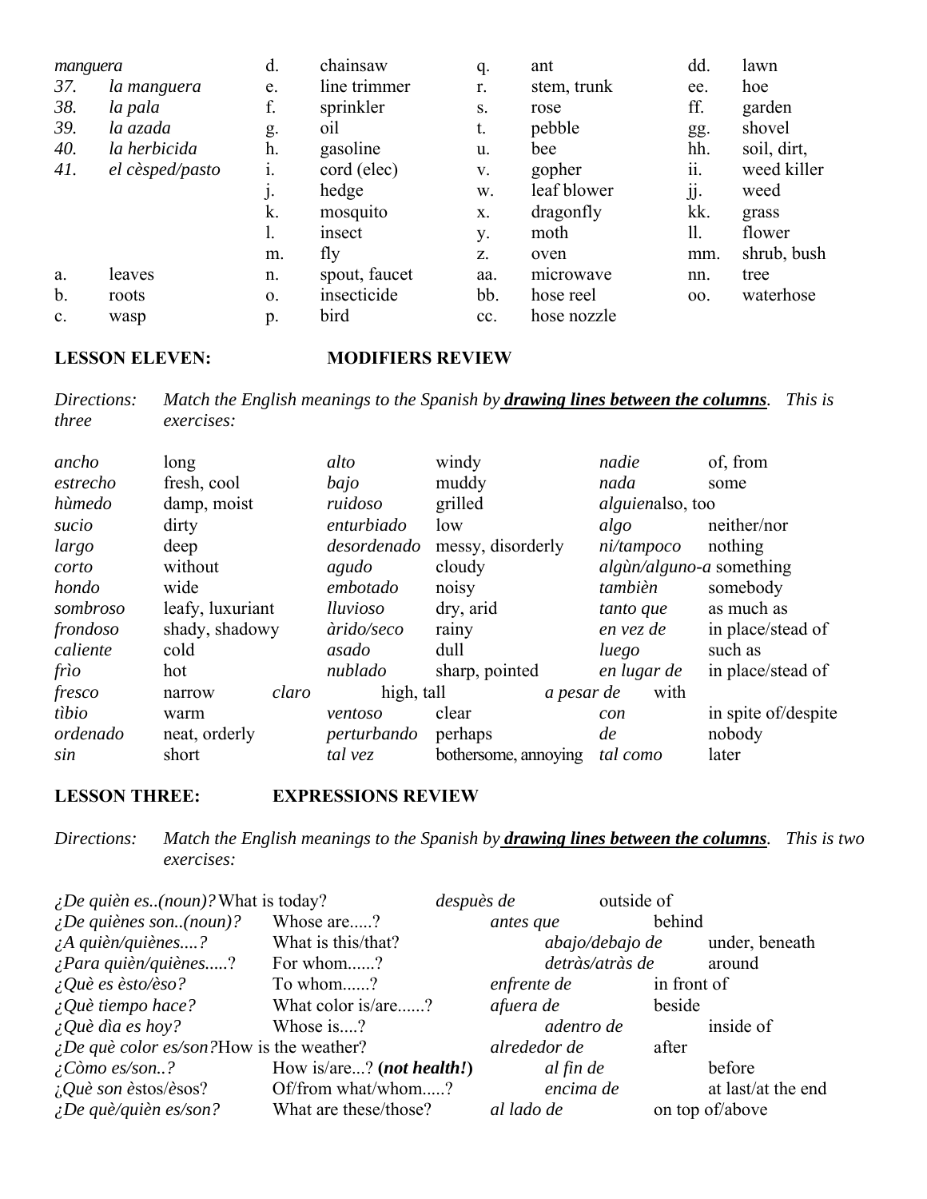| *manguera* | | d. | chainsaw | q. | ant | dd. | lawn |
|---|---|---|---|---|---|---|---|
| *37.* | *la manguera* | e. | line trimmer | r. | stem, trunk | ee. | hoe |
| *38.* | *la pala* | f. | sprinkler | s. | rose | ff. | garden |
| *39.* | *la azada* | g. | oil | t. | pebble | gg. | shovel |
| *40.* | *la herbicida* | h. | gasoline | u. | bee | hh. | soil, dirt, |
| *41.* | *el cèsped/pasto* | i. | cord (elec) | v. | gopher | ii. | weed killer |
| | | j. | hedge | w. | leaf blower | jj. | weed |
| | | k. | mosquito | x. | dragonfly | kk. | grass |
| | | l. | insect | y. | moth | ll. | flower |
| | | m. | fly | z. | oven | mm. | shrub, bush |
| a. | leaves | n. | spout, faucet | aa. | microwave | nn. | tree |
| b. | roots | o. | insecticide | bb. | hose reel | oo. | waterhose |
| c. | wasp | p. | bird | cc. | hose nozzle | | |

## LESSON ELEVEN: MODIFIERS REVIEW

*Directions:* *Match the English meanings to the Spanish by* ***drawing lines between the columns****. This is three exercises:*

| | | | | | |
|---|---|---|---|---|---|
| *ancho* | long | *alto* | windy | *nadie* | of, from |
| *estrecho* | fresh, cool | *bajo* | muddy | *nada* | some |
| *hùmedo* | damp, moist | *ruidoso* | grilled | *alguien* | also, too |
| *sucio* | dirty | *enturbiado* | low | *algo* | neither/nor |
| *largo* | deep | *desordenado* | messy, disorderly | *ni/tampoco* | nothing |
| *corto* | without | *agudo* | cloudy | *algùn/alguno-a* | something |
| *hondo* | wide | *embotado* | noisy | *tambièn* | somebody |
| *sombroso* | leafy, luxuriant | *lluvioso* | dry, arid | *tanto que* | as much as |
| *frondoso* | shady, shadowy | *àrido/seco* | rainy | *en vez de* | in place/stead of |
| *caliente* | cold | *asado* | dull | *luego* | such as |
| *frìo* | hot | *nublado* | sharp, pointed | *en lugar de* | in place/stead of |
| *fresco* | narrow | *claro* | high, tall | *a pesar de* | with |
| *tìbio* | warm | *ventoso* | clear | *con* | in spite of/despite |
| *ordenado* | neat, orderly | *perturbando* | perhaps | *de* | nobody |
| *sin* | short | *tal vez* | bothersome, annoying | *tal como* | later |

## LESSON THREE: EXPRESSIONS REVIEW

*Directions:* *Match the English meanings to the Spanish by* ***drawing lines between the columns****. This is two exercises:*

| | | | |
|---|---|---|---|
| *¿De quièn es..(noun)?* | What is today? | *despuès de* | outside of |
| *¿De quiènes son..(noun)?* | Whose are.....? | *antes que* | behind |
| *¿A quièn/quiènes....?* | What is this/that? | *abajo/debajo de* | under, beneath |
| *¿Para quièn/quiènes.....?* | For whom......? | *detràs/atràs de* | around |
| *¿Què es èsto/èso?* | To whom......? | *enfrente de* | in front of |
| *¿Què tiempo hace?* | What color is/are......? | *afuera de* | beside |
| *¿Què dìa es hoy?* | Whose is....? | *adentro de* | inside of |
| *¿De què color es/son?* | How is the weather? | *alrededor de* | after |
| *¿Còmo es/son..?* | How is/are...? (***not health!***) | *al fin de* | before |
| *¿Què son èstos/èsos?* | Of/from what/whom.....? | *encima de* | at last/at the end |
| *¿De què/quièn es/son?* | What are these/those? | *al lado de* | on top of/above |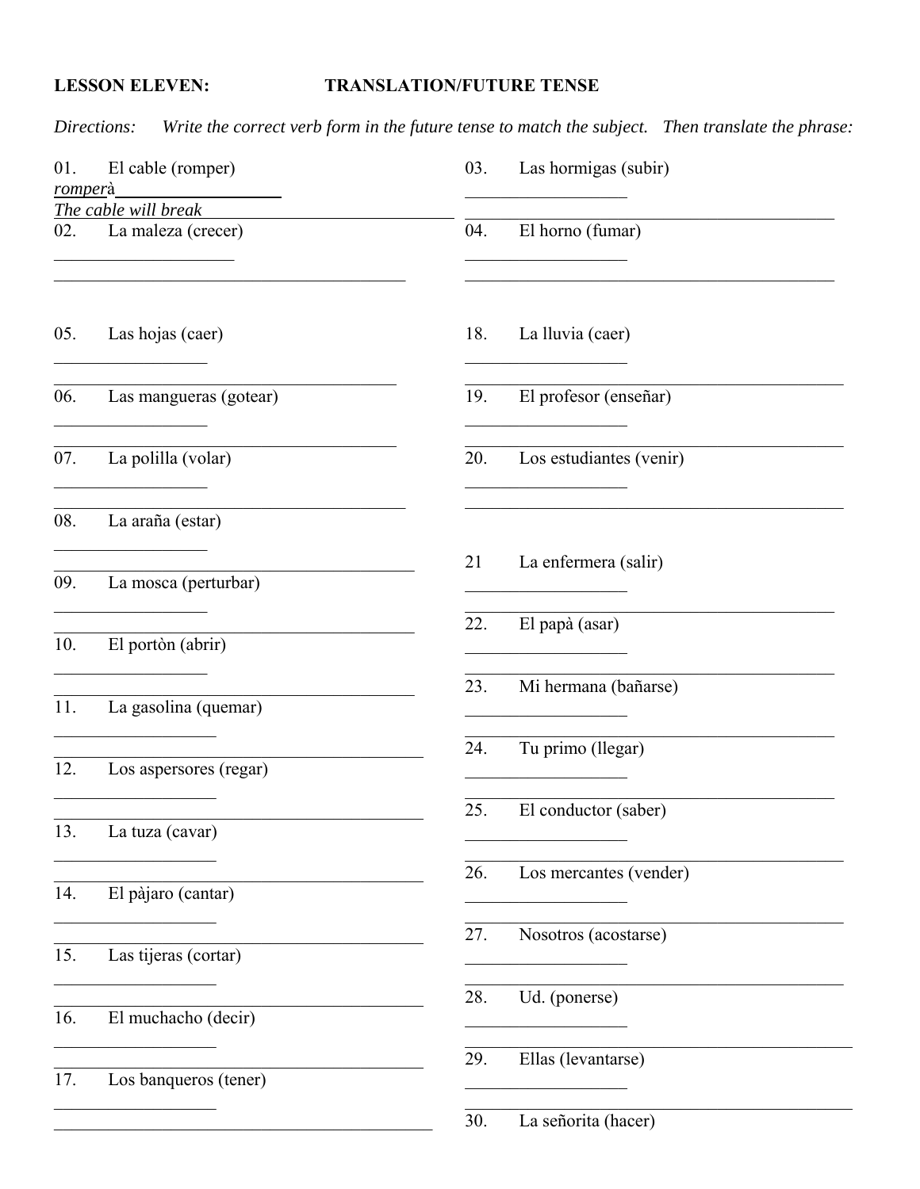**LESSON ELEVEN: TRANSLATION/FUTURE TENSE**

*Directions: Write the correct verb form in the future tense to match the subject. Then translate the phrase:*

01. El cable (romper)
*romper*à____________________
*The cable will break*

02. La maleza (crecer)
____________________
____________________

03. Las hormigas (subir)
____________________
____________________

04. El horno (fumar)
____________________
____________________

05. Las hojas (caer)
____________________
____________________

06. Las mangueras (gotear)
____________________
____________________

07. La polilla (volar)
____________________
____________________

08. La araña (estar)
____________________
____________________

09. La mosca (perturbar)
____________________
____________________

10. El portòn (abrir)
____________________
____________________

11. La gasolina (quemar)
____________________
____________________

12. Los aspersores (regar)
____________________
____________________

13. La tuza (cavar)
____________________
____________________

14. El pàjaro (cantar)
____________________
____________________

15. Las tijeras (cortar)
____________________
____________________

16. El muchacho (decir)
____________________
____________________

17. Los banqueros (tener)
____________________
____________________

18. La lluvia (caer)
____________________
____________________

19. El profesor (enseñar)
____________________
____________________

20. Los estudiantes (venir)
____________________
____________________

21 La enfermera (salir)
____________________
____________________

22. El papà (asar)
____________________
____________________

23. Mi hermana (bañarse)
____________________
____________________

24. Tu primo (llegar)
____________________
____________________

25. El conductor (saber)
____________________
____________________

26. Los mercantes (vender)
____________________
____________________

27. Nosotros (acostarse)
____________________
____________________

28. Ud. (ponerse)
____________________
____________________

29. Ellas (levantarse)
____________________
____________________

30. La señorita (hacer)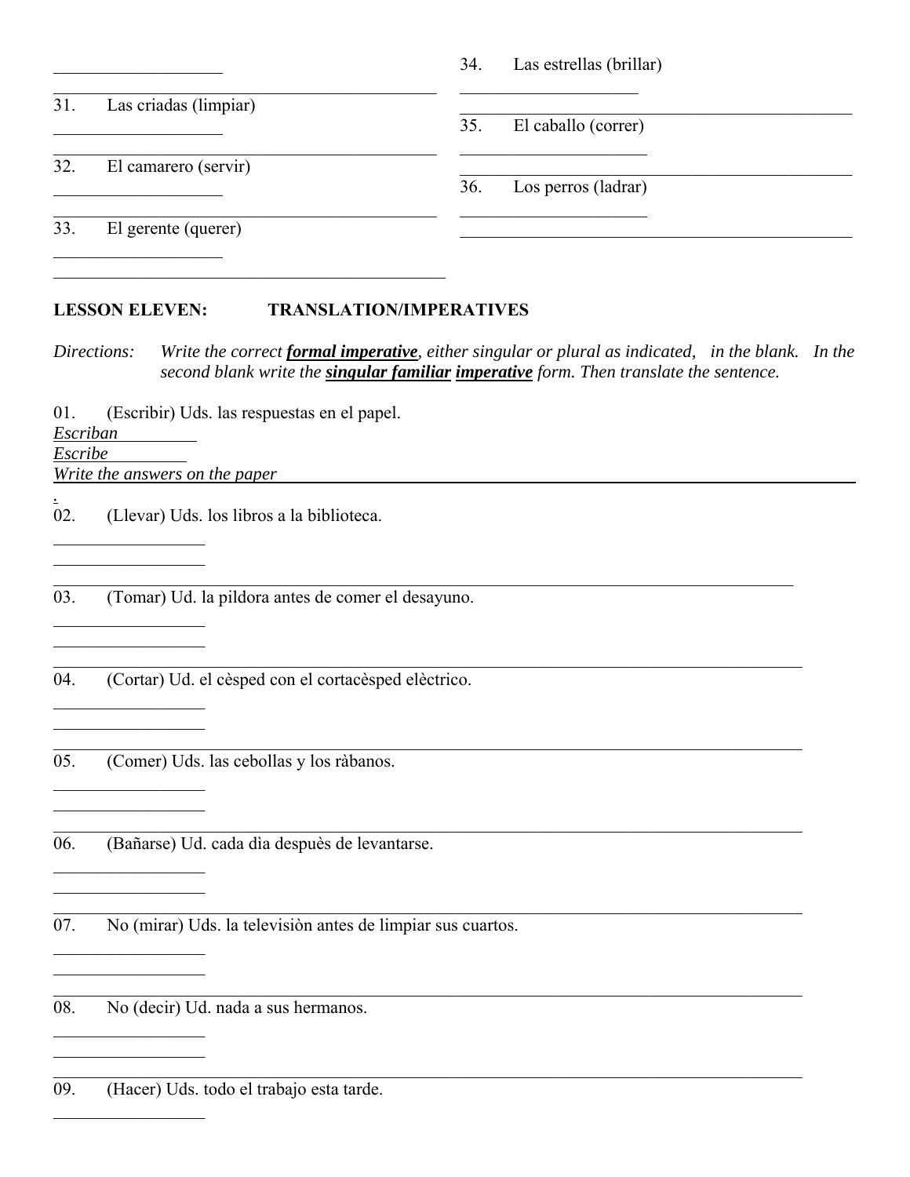31. Las criadas (limpiar)

\_\_\_\_\_\_\_\_\_\_\_\_\_\_\_\_\_\_\_\_

32. El camarero (servir)

\_\_\_\_\_\_\_\_\_\_\_\_\_\_\_\_\_\_\_\_

33. El gerente (querer)

\_\_\_\_\_\_\_\_\_\_\_\_\_\_\_\_\_\_\_\_

34. Las estrellas (brillar)

\_\_\_\_\_\_\_\_\_\_\_\_\_\_\_\_\_\_\_\_

35. El caballo (correr)

\_\_\_\_\_\_\_\_\_\_\_\_\_\_\_\_\_\_\_\_

36. Los perros (ladrar)

\_\_\_\_\_\_\_\_\_\_\_\_\_\_\_\_\_\_\_\_

**LESSON ELEVEN: TRANSLATION/IMPERATIVES**

*Directions: Write the correct **formal imperative**, either singular or plural as indicated, in the blank. In the second blank write the **singular familiar imperative** form. Then translate the sentence.*

01. (Escribir) Uds. las respuestas en el papel.

*Escriban*
*Escribe*
*Write the answers on the paper.*

02. (Llevar) Uds. los libros a la biblioteca.

03. (Tomar) Ud. la pildora antes de comer el desayuno.

04. (Cortar) Ud. el cèsped con el cortacèsped elèctrico.

05. (Comer) Uds. las cebollas y los ràbanos.

06. (Bañarse) Ud. cada dìa despuès de levantarse.

07. No (mirar) Uds. la televisiòn antes de limpiar sus cuartos.

08. No (decir) Ud. nada a sus hermanos.

09. (Hacer) Uds. todo el trabajo esta tarde.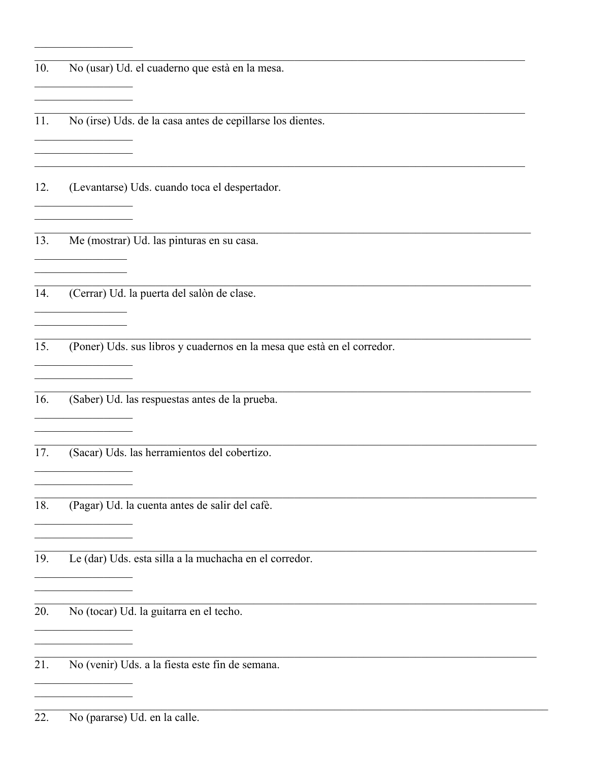10. No (usar) Ud. el cuaderno que està en la mesa.

11. No (irse) Uds. de la casa antes de cepillarse los dientes.

12. (Levantarse) Uds. cuando toca el despertador.

13. Me (mostrar) Ud. las pinturas en su casa.

14. (Cerrar) Ud. la puerta del salòn de clase.

15. (Poner) Uds. sus libros y cuadernos en la mesa que està en el corredor.

16. (Saber) Ud. las respuestas antes de la prueba.

17. (Sacar) Uds. las herramientos del cobertizo.

18. (Pagar) Ud. la cuenta antes de salir del cafè.

19. Le (dar) Uds. esta silla a la muchacha en el corredor.

20. No (tocar) Ud. la guitarra en el techo.

21. No (venir) Uds. a la fiesta este fin de semana.

22. No (pararse) Ud. en la calle.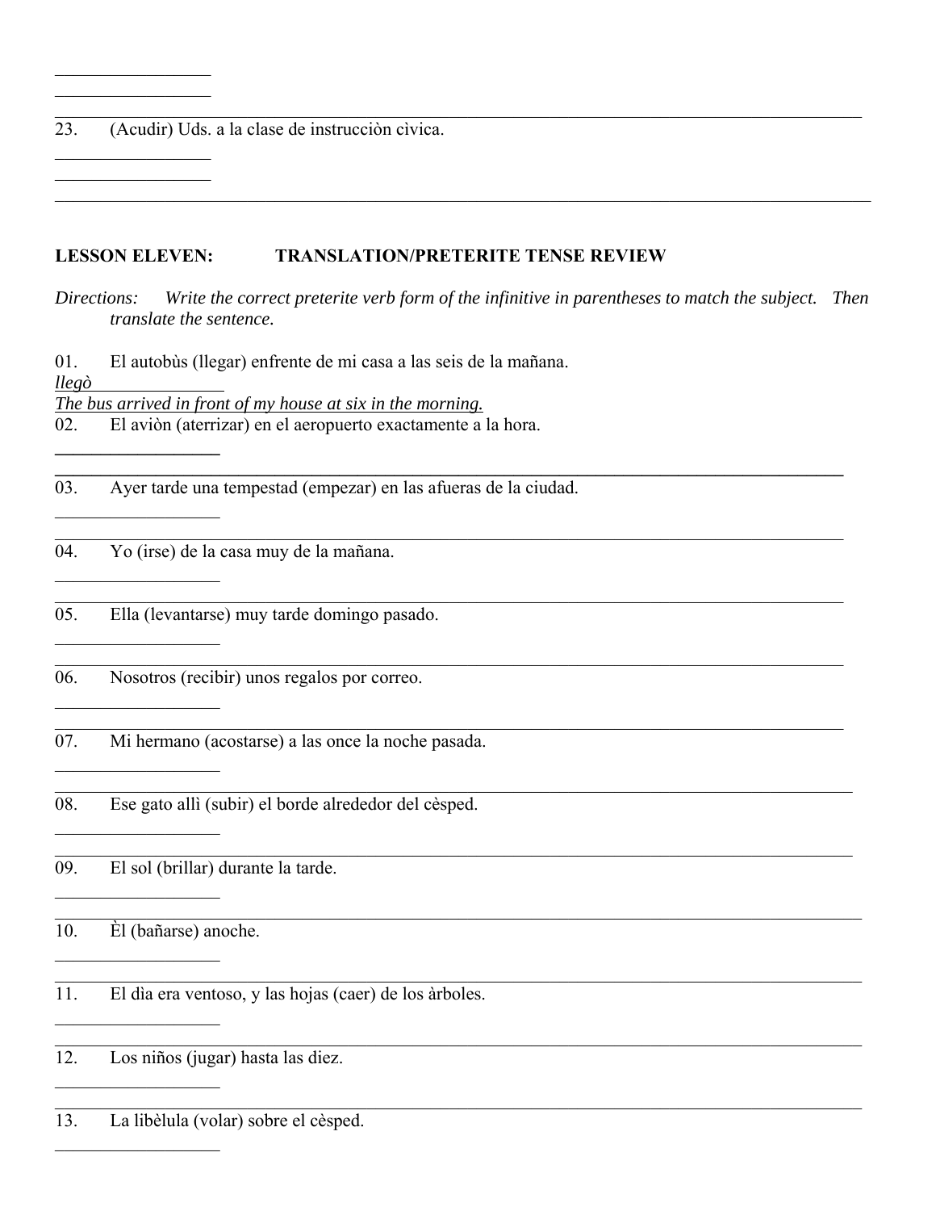23. (Acudir) Uds. a la clase de instrucciòn cìvica.

## LESSON ELEVEN: TRANSLATION/PRETERITE TENSE REVIEW

*Directions: Write the correct preterite verb form of the infinitive in parentheses to match the subject. Then translate the sentence.*

01. El autobùs (llegar) enfrente de mi casa a las seis de la mañana.

*llegò*

*The bus arrived in front of my house at six in the morning.*

02. El aviòn (aterrizar) en el aeropuerto exactamente a la hora.

03. Ayer tarde una tempestad (empezar) en las afueras de la ciudad.

04. Yo (irse) de la casa muy de la mañana.

05. Ella (levantarse) muy tarde domingo pasado.

06. Nosotros (recibir) unos regalos por correo.

07. Mi hermano (acostarse) a las once la noche pasada.

08. Ese gato allì (subir) el borde alrededor del cèsped.

09. El sol (brillar) durante la tarde.

10. Èl (bañarse) anoche.

11. El dìa era ventoso, y las hojas (caer) de los àrboles.

12. Los niños (jugar) hasta las diez.

13. La libèlula (volar) sobre el cèsped.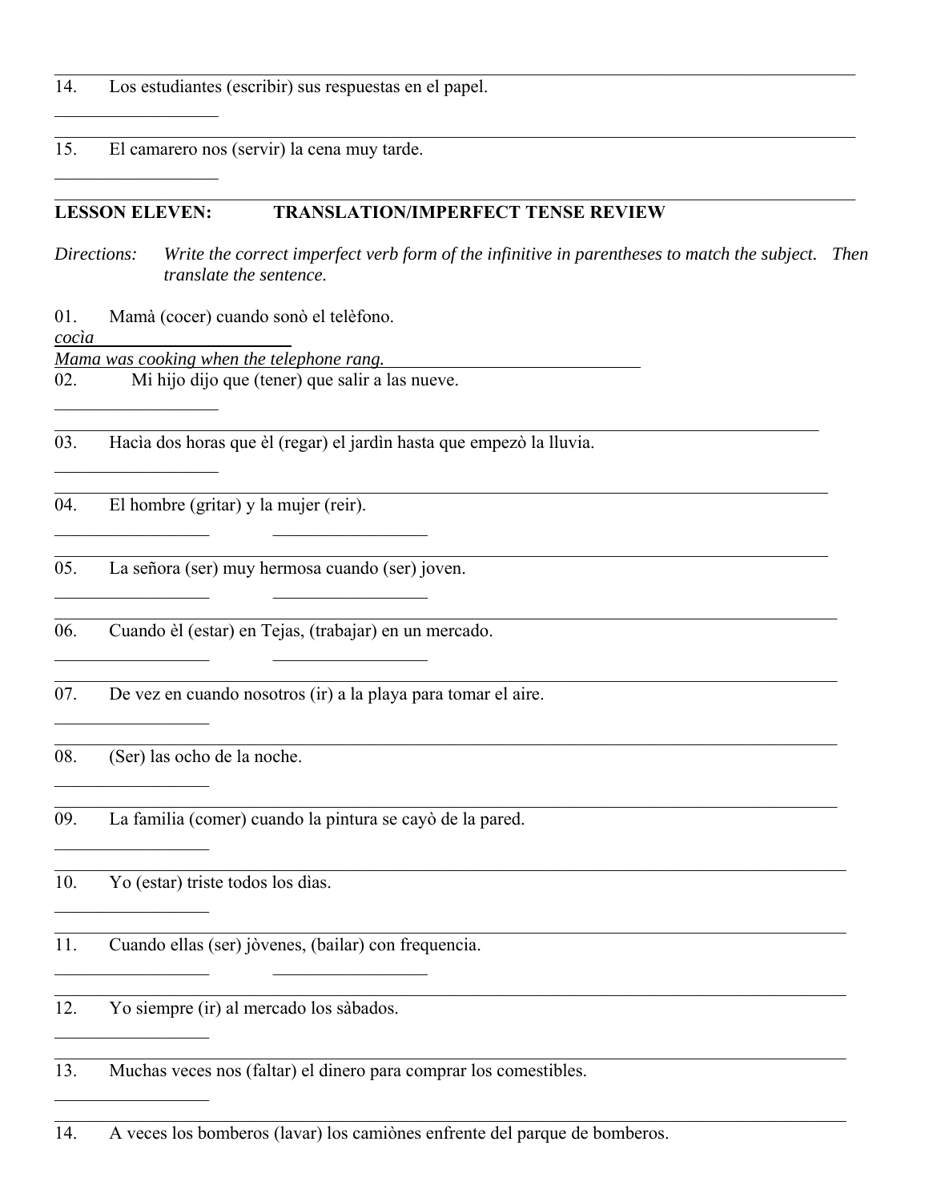14. Los estudiantes (escribir) sus respuestas en el papel.

15. El camarero nos (servir) la cena muy tarde.

**LESSON ELEVEN: TRANSLATION/IMPERFECT TENSE REVIEW**

*Directions:* *Write the correct imperfect verb form of the infinitive in parentheses to match the subject. Then translate the sentence.*

01. Mamà (cocer) cuando sonò el telèfono.
*cocìa*
*Mama was cooking when the telephone rang.*

02. Mi hijo dijo que (tener) que salir a las nueve.

03. Hacìa dos horas que èl (regar) el jardìn hasta que empezò la lluvia.

04. El hombre (gritar) y la mujer (reir).

05. La señora (ser) muy hermosa cuando (ser) joven.

06. Cuando èl (estar) en Tejas, (trabajar) en un mercado.

07. De vez en cuando nosotros (ir) a la playa para tomar el aire.

08. (Ser) las ocho de la noche.

09. La familia (comer) cuando la pintura se cayò de la pared.

10. Yo (estar) triste todos los dìas.

11. Cuando ellas (ser) jòvenes, (bailar) con frequencia.

12. Yo siempre (ir) al mercado los sàbados.

13. Muchas veces nos (faltar) el dinero para comprar los comestibles.

14. A veces los bomberos (lavar) los camiònes enfrente del parque de bomberos.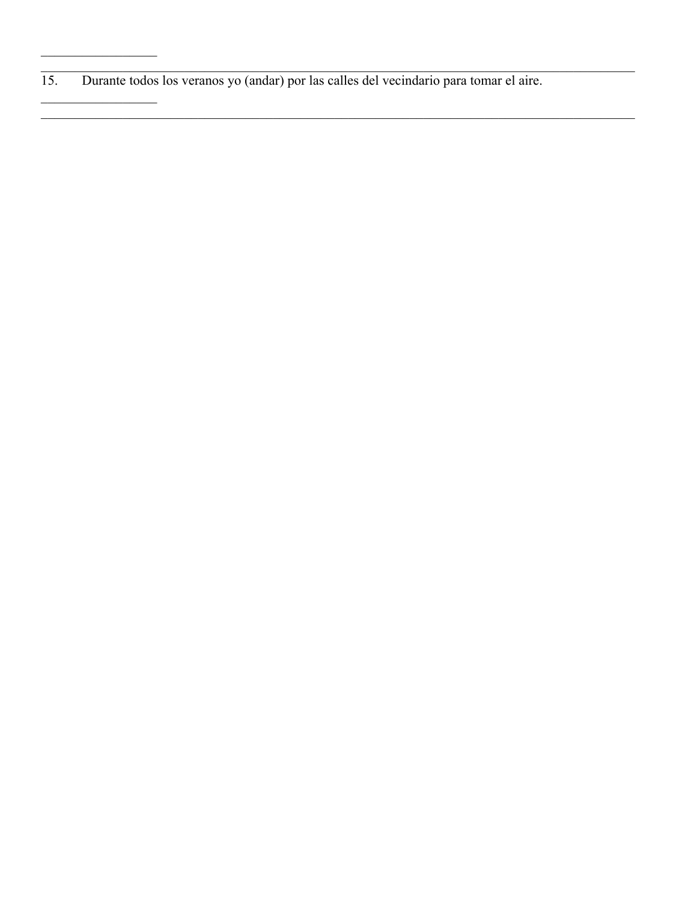\_\_\_\_\_\_\_\_\_\_\_\_\_\_\_\_\_\_

15. Durante todos los veranos yo (andar) por las calles del vecindario para tomar el aire.

\_\_\_\_\_\_\_\_\_\_\_\_\_\_\_\_\_\_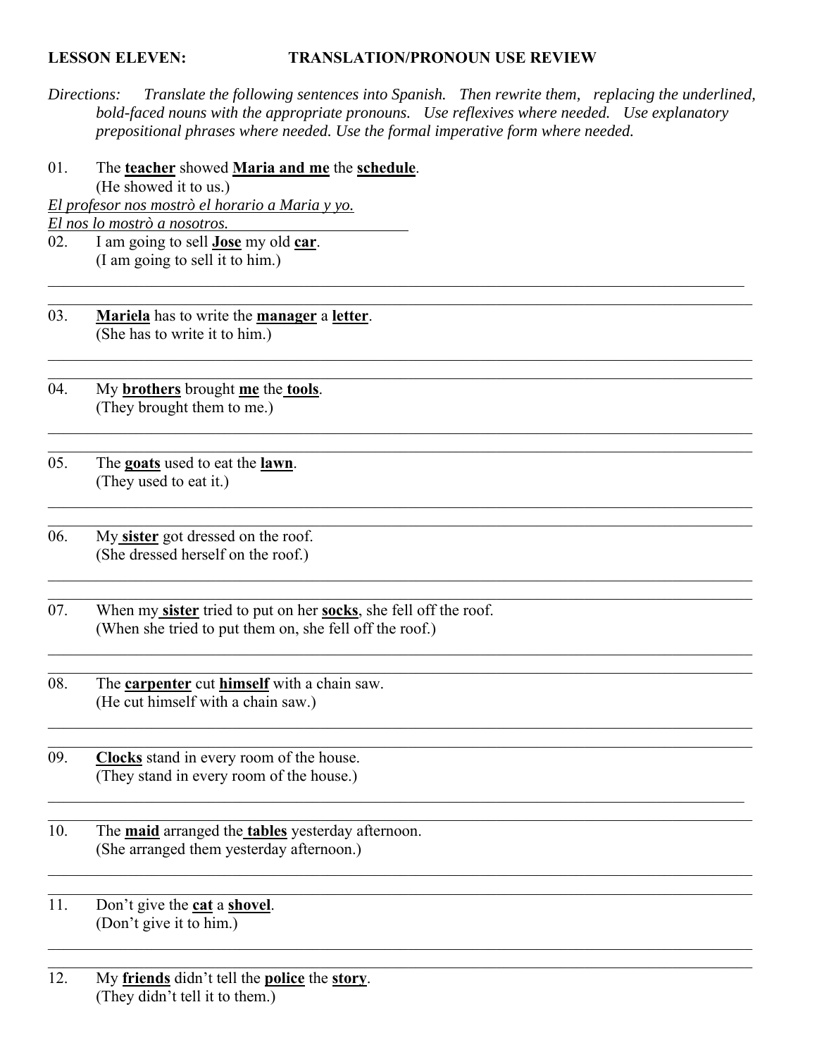**LESSON ELEVEN: TRANSLATION/PRONOUN USE REVIEW**

*Directions: Translate the following sentences into Spanish. Then rewrite them, replacing the underlined, bold-faced nouns with the appropriate pronouns. Use reflexives where needed. Use explanatory prepositional phrases where needed. Use the formal imperative form where needed.*

01. The <u>**teacher**</u> showed <u>**Maria and me**</u> the <u>**schedule**</u>.
    (He showed it to us.)

<u>*El profesor nos mostrò el horario a Maria y yo.*</u>
<u>*El nos lo mostrò a nosotros.*</u>

02. I am going to sell <u>**Jose**</u> my old <u>**car**</u>.
    (I am going to sell it to him.)

_______________________________________________

_______________________________________________

03. <u>**Mariela**</u> has to write the <u>**manager**</u> a <u>**letter**</u>.
    (She has to write it to him.)

_______________________________________________

_______________________________________________

04. My <u>**brothers**</u> brought <u>**me**</u> the <u>**tools**</u>.
    (They brought them to me.)

_______________________________________________

_______________________________________________

05. The <u>**goats**</u> used to eat the <u>**lawn**</u>.
    (They used to eat it.)

_______________________________________________

_______________________________________________

06. My <u>**sister**</u> got dressed on the roof.
    (She dressed herself on the roof.)

_______________________________________________

_______________________________________________

07. When my <u>**sister**</u> tried to put on her <u>**socks**</u>, she fell off the roof.
    (When she tried to put them on, she fell off the roof.)

_______________________________________________

_______________________________________________

08. The <u>**carpenter**</u> cut <u>**himself**</u> with a chain saw.
    (He cut himself with a chain saw.)

_______________________________________________

_______________________________________________

09. <u>**Clocks**</u> stand in every room of the house.
    (They stand in every room of the house.)

_______________________________________________

_______________________________________________

10. The <u>**maid**</u> arranged the <u>**tables**</u> yesterday afternoon.
    (She arranged them yesterday afternoon.)

_______________________________________________

_______________________________________________

11. Don't give the <u>**cat**</u> a <u>**shovel**</u>.
    (Don't give it to him.)

_______________________________________________

_______________________________________________

12. My <u>**friends**</u> didn't tell the <u>**police**</u> the <u>**story**</u>.
    (They didn't tell it to them.)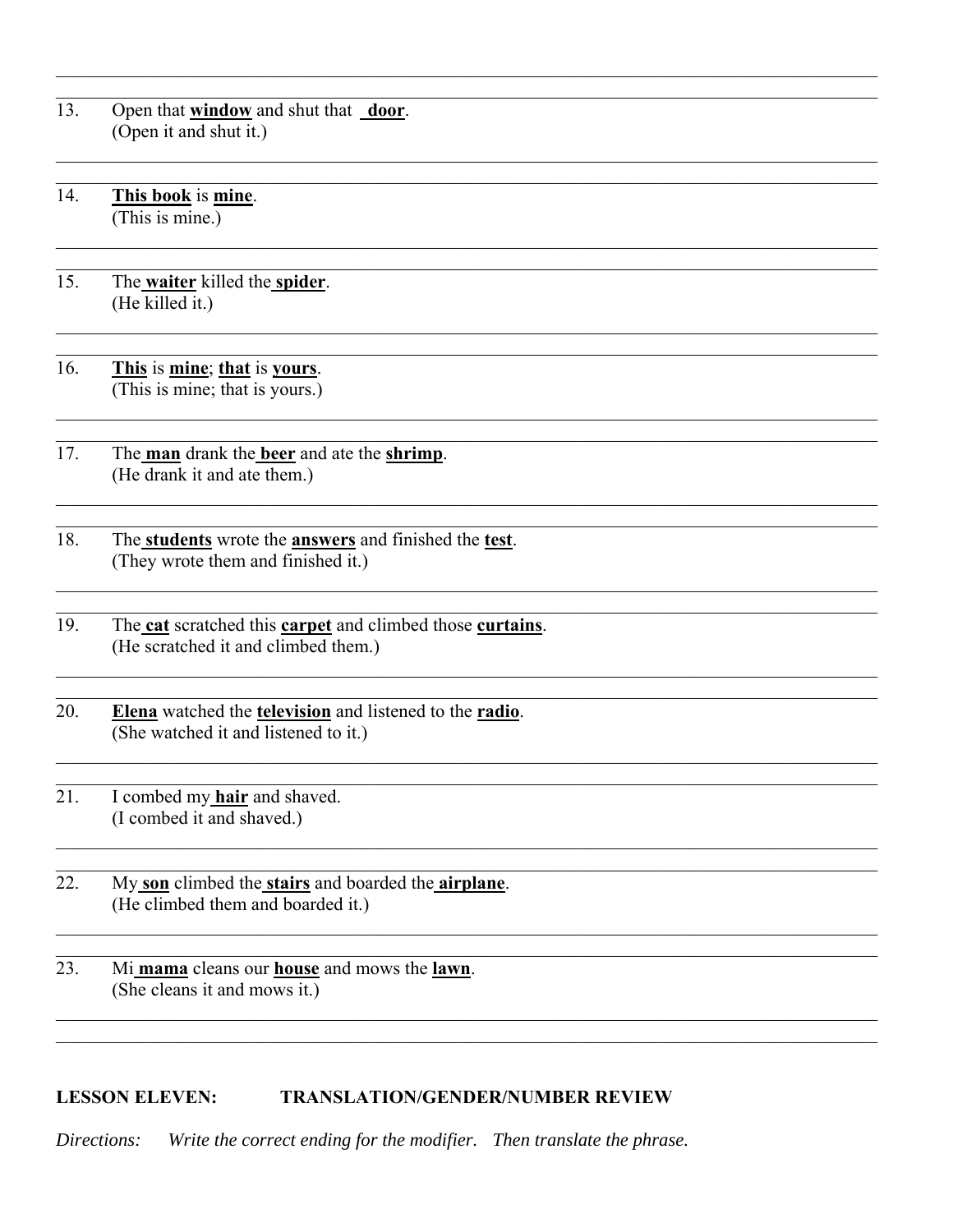13. Open that **window** and shut that **door**.
    (Open it and shut it.)

14. **This book** is **mine**.
    (This is mine.)

15. The **waiter** killed the **spider**.
    (He killed it.)

16. **This** is **mine**; **that** is **yours**.
    (This is mine; that is yours.)

17. The **man** drank the **beer** and ate the **shrimp**.
    (He drank it and ate them.)

18. The **students** wrote the **answers** and finished the **test**.
    (They wrote them and finished it.)

19. The **cat** scratched this **carpet** and climbed those **curtains**.
    (He scratched it and climbed them.)

20. **Elena** watched the **television** and listened to the **radio**.
    (She watched it and listened to it.)

21. I combed my **hair** and shaved.
    (I combed it and shaved.)

22. My **son** climbed the **stairs** and boarded the **airplane**.
    (He climbed them and boarded it.)

23. Mi **mama** cleans our **house** and mows the **lawn**.
    (She cleans it and mows it.)

## LESSON ELEVEN: TRANSLATION/GENDER/NUMBER REVIEW

*Directions: Write the correct ending for the modifier. Then translate the phrase.*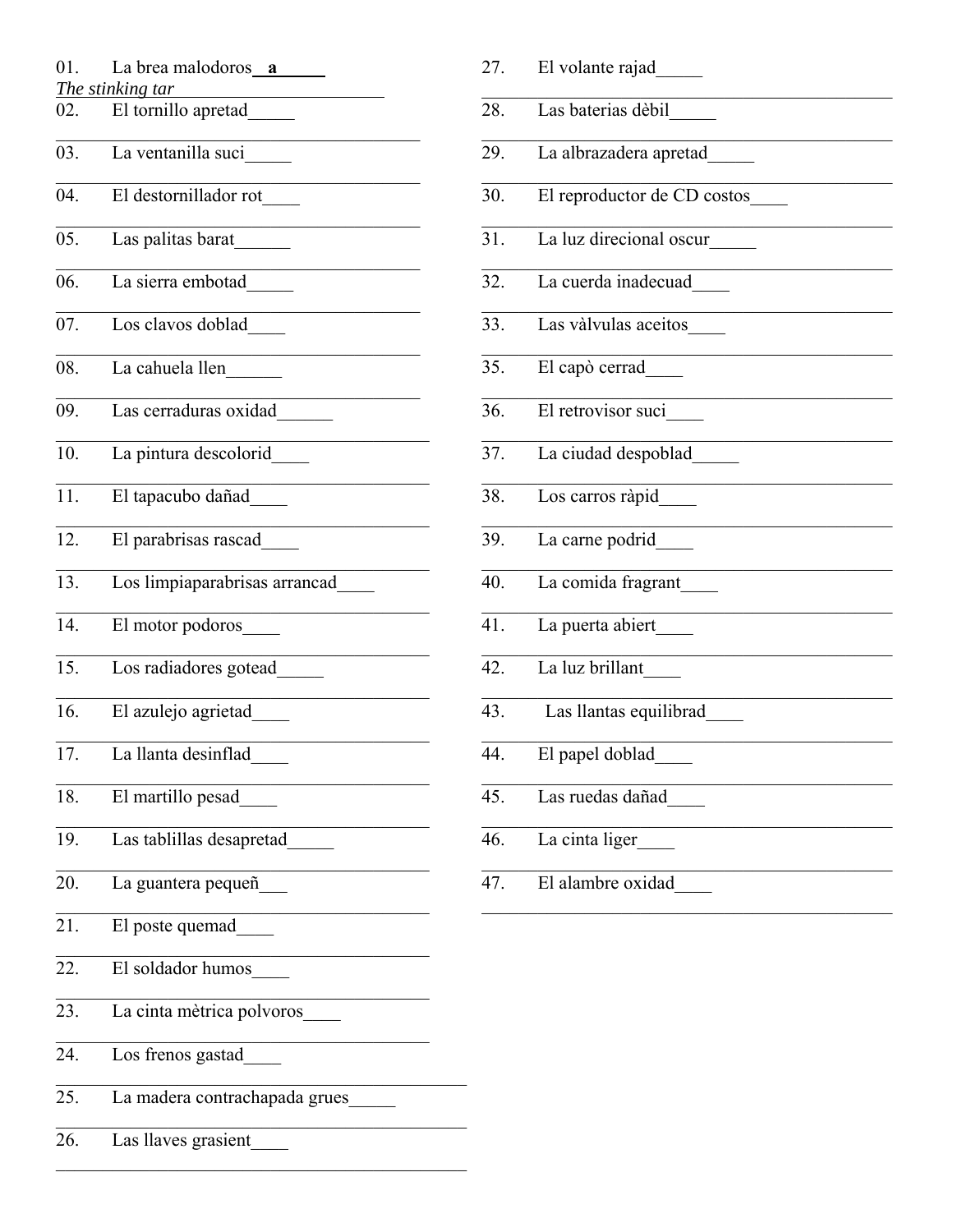01. La brea malodoros__a______
*The stinking tar*______________________

02. El tornillo apretad_____

________________________________________

03. La ventanilla suci_____

________________________________________

04. El destornillador rot____

________________________________________

05. Las palitas barat______

________________________________________

06. La sierra embotad_____

________________________________________

07. Los clavos doblad____

________________________________________

08. La cahuela llen______

________________________________________

09. Las cerraduras oxidad______

________________________________________

10. La pintura descolorid____

________________________________________

11. El tapacubo dañad____

________________________________________

12. El parabrisas rascad____

________________________________________

13. Los limpiaparabrisas arrancad____

________________________________________

14. El motor podoros____

________________________________________

15. Los radiadores gotead_____

________________________________________

16. El azulejo agrietad____

________________________________________

17. La llanta desinflad____

________________________________________

18. El martillo pesad____

________________________________________

19. Las tablillas desapretad_____

________________________________________

20. La guantera pequeñ___

________________________________________

21. El poste quemad____

________________________________________

22. El soldador humos____

________________________________________

23. La cinta mètrica polvoros____

________________________________________

24. Los frenos gastad____

________________________________________

25. La madera contrachapada grues_____

________________________________________

26. Las llaves grasient____

________________________________________

27. El volante rajad_____

________________________________________

28. Las baterias dèbil_____

________________________________________

29. La albrazadera apretad_____

________________________________________

30. El reproductor de CD costos____

________________________________________

31. La luz direcional oscur_____

________________________________________

32. La cuerda inadecuad____

________________________________________

33. Las vàlvulas aceitos____

________________________________________

35. El capò cerrad____

________________________________________

36. El retrovisor suci____

________________________________________

37. La ciudad despoblad_____

________________________________________

38. Los carros ràpid____

________________________________________

39. La carne podrid____

________________________________________

40. La comida fragrant____

________________________________________

41. La puerta abiert____

________________________________________

42. La luz brillant____

________________________________________

43. Las llantas equilibrad____

________________________________________

44. El papel doblad____

________________________________________

45. Las ruedas dañad____

________________________________________

46. La cinta liger____

________________________________________

47. El alambre oxidad____

________________________________________